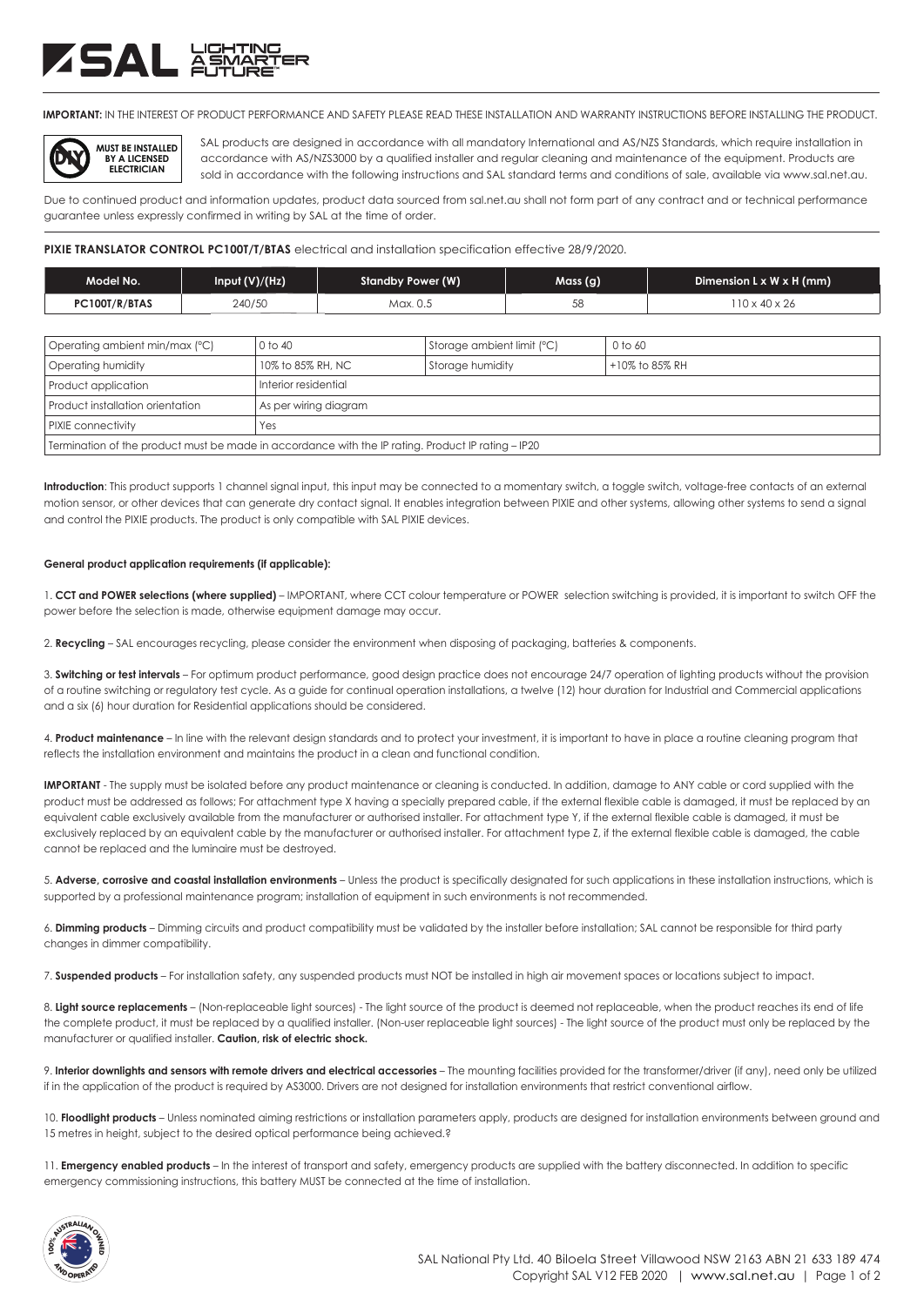**IMPORTANT:** IN THE INTEREST OF PRODUCT PERFORMANCE AND SAFETY PLEASE READ THESE INSTALLATION AND WARRANTY INSTRUCTIONS BEFORE INSTALLING THE PRODUCT.

**MUST BE INSTALLED BY A LICENSED ELECTRICIAN**

SAL products are designed in accordance with all mandatory International and AS/NZS Standards, which require installation in accordance with AS/NZS3000 by a qualified installer and regular cleaning and maintenance of the equipment. Products are sold in accordance with the following instructions and SAL standard terms and conditions of sale, available via www.sal.net.au.

Due to continued product and information updates, product data sourced from sal.net.au shall not form part of any contract and or technical performance guarantee unless expressly confirmed in writing by SAL at the time of order.

**PIXIE TRANSLATOR CONTROL PC100T/T/BTAS** electrical and installation specification effective 28/9/2020.

| Model No. | Input (V)/(Hz) | Standby Power (W) | Mass (g) | Dimension L x W x H (mm) |
|---|---|---|---|---|
| PC100T/R/BTAS | 240/50 | Max. 0.5 | 58 | 110 x 40 x 26 |

| | | | |
|---|---|---|---|
| Operating ambient min/max (°C) | 0 to 40 | Storage ambient limit (°C) | 0 to 60 |
| Operating humidity | 10% to 85% RH, NC | Storage humidity | +10% to 85% RH |
| Product application | Interior residential | | |
| Product installation orientation | As per wiring diagram | | |
| PIXIE connectivity | Yes | | |
| Termination of the product must be made in accordance with the IP rating. Product IP rating – IP20 | | | |

**Introduction**: This product supports 1 channel signal input, this input may be connected to a momentary switch, a toggle switch, voltage-free contacts of an external motion sensor, or other devices that can generate dry contact signal. It enables integration between PIXIE and other systems, allowing other systems to send a signal and control the PIXIE products. The product is only compatible with SAL PIXIE devices.

**General product application requirements (if applicable):**

1. **CCT and POWER selections (where supplied)** – IMPORTANT, where CCT colour temperature or POWER selection switching is provided, it is important to switch OFF the power before the selection is made, otherwise equipment damage may occur.

2. **Recycling** – SAL encourages recycling, please consider the environment when disposing of packaging, batteries & components.

3. **Switching or test intervals** – For optimum product performance, good design practice does not encourage 24/7 operation of lighting products without the provision of a routine switching or regulatory test cycle. As a guide for continual operation installations, a twelve (12) hour duration for Industrial and Commercial applications and a six (6) hour duration for Residential applications should be considered.

4. **Product maintenance** – In line with the relevant design standards and to protect your investment, it is important to have in place a routine cleaning program that reflects the installation environment and maintains the product in a clean and functional condition.

**IMPORTANT** - The supply must be isolated before any product maintenance or cleaning is conducted. In addition, damage to ANY cable or cord supplied with the product must be addressed as follows; For attachment type X having a specially prepared cable, if the external flexible cable is damaged, it must be replaced by an equivalent cable exclusively available from the manufacturer or authorised installer. For attachment type Y, if the external flexible cable is damaged, it must be exclusively replaced by an equivalent cable by the manufacturer or authorised installer. For attachment type Z, if the external flexible cable is damaged, the cable cannot be replaced and the luminaire must be destroyed.

5. **Adverse, corrosive and coastal installation environments** – Unless the product is specifically designated for such applications in these installation instructions, which is supported by a professional maintenance program; installation of equipment in such environments is not recommended.

6. **Dimming products** – Dimming circuits and product compatibility must be validated by the installer before installation; SAL cannot be responsible for third party changes in dimmer compatibility.

7. **Suspended products** – For installation safety, any suspended products must NOT be installed in high air movement spaces or locations subject to impact.

8. **Light source replacements** – (Non-replaceable light sources) - The light source of the product is deemed not replaceable, when the product reaches its end of life the complete product, it must be replaced by a qualified installer. (Non-user replaceable light sources) - The light source of the product must only be replaced by the manufacturer or qualified installer. **Caution, risk of electric shock.**

9. **Interior downlights and sensors with remote drivers and electrical accessories** – The mounting facilities provided for the transformer/driver (if any), need only be utilized if in the application of the product is required by AS3000. Drivers are not designed for installation environments that restrict conventional airflow.

10. **Floodlight products** – Unless nominated aiming restrictions or installation parameters apply, products are designed for installation environments between ground and 15 metres in height, subject to the desired optical performance being achieved.?

11. **Emergency enabled products** – In the interest of transport and safety, emergency products are supplied with the battery disconnected. In addition to specific emergency commissioning instructions, this battery MUST be connected at the time of installation.

SAL National Pty Ltd. 40 Biloela Street Villawood NSW 2163 ABN 21 633 189 474
Copyright SAL V12 FEB 2020 | www.sal.net.au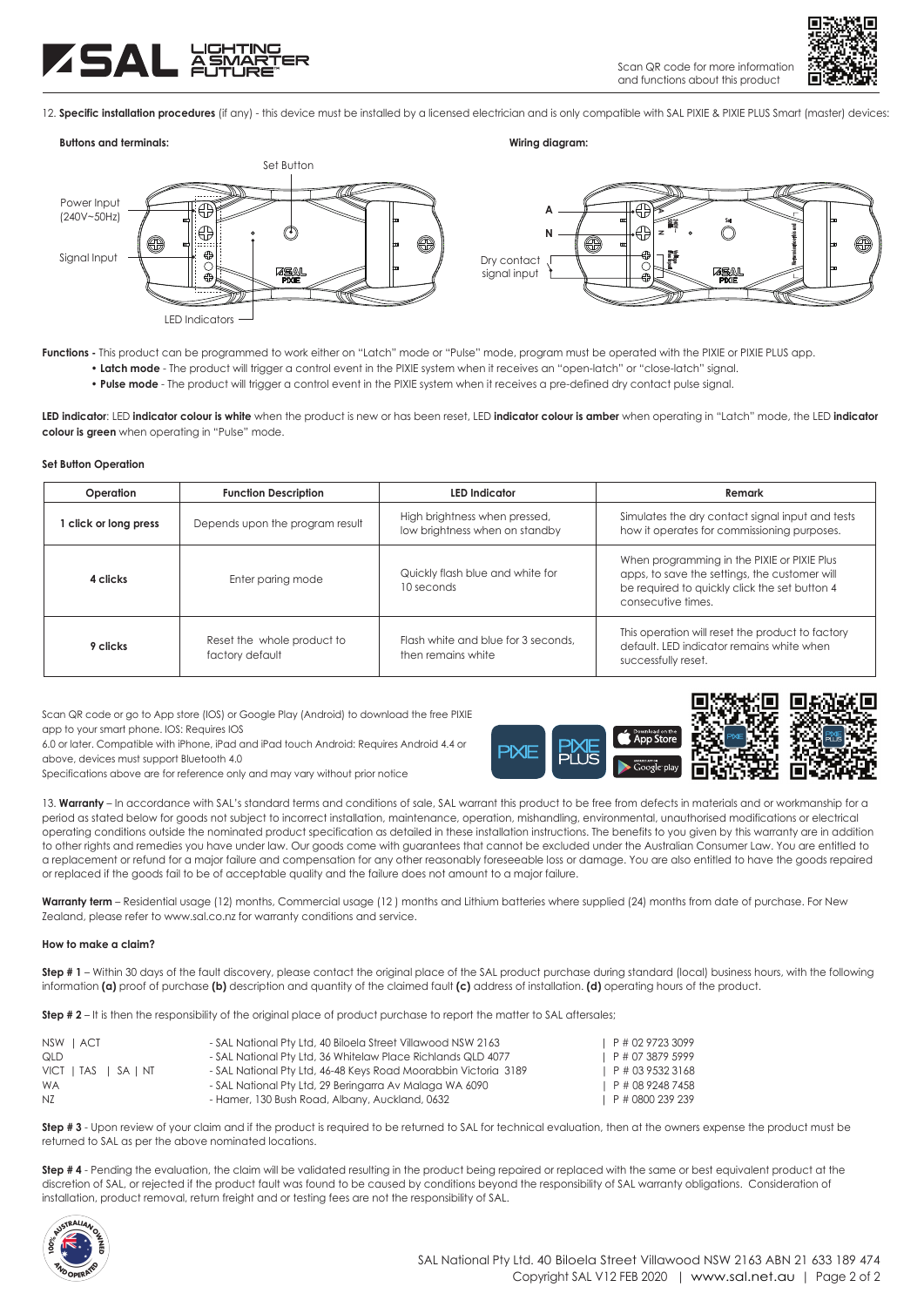12. **Specific installation procedures** (if any) - this device must be installed by a licensed electrician and is only compatible with SAL PIXIE & PIXIE PLUS Smart (master) devices:

**Buttons and terminals:**

Set Button

Power Input (240V~50Hz)

Signal Input

LED Indicators

**Wiring diagram:**

A

N

Dry contact signal input

**Functions -** This product can be programmed to work either on "Latch" mode or "Pulse" mode, program must be operated with the PIXIE or PIXIE PLUS app.

- **Latch mode** - The product will trigger a control event in the PIXIE system when it receives an "open-latch" or "close-latch" signal.
- **Pulse mode** - The product will trigger a control event in the PIXIE system when it receives a pre-defined dry contact pulse signal.

**LED indicator**: LED **indicator colour is white** when the product is new or has been reset, LED **indicator colour is amber** when operating in "Latch" mode, the LED **indicator colour is green** when operating in "Pulse" mode.

**Set Button Operation**

| Operation | Function Description | LED Indicator | Remark |
|---|---|---|---|
| **1 click or long press** | Depends upon the program result | High brightness when pressed, low brightness when on standby | Simulates the dry contact signal input and tests how it operates for commissioning purposes. |
| **4 clicks** | Enter paring mode | Quickly flash blue and white for 10 seconds | When programming in the PIXIE or PIXIE Plus apps, to save the settings, the customer will be required to quickly click the set button 4 consecutive times. |
| **9 clicks** | Reset the whole product to factory default | Flash white and blue for 3 seconds, then remains white | This operation will reset the product to factory default. LED indicator remains white when successfully reset. |

Scan QR code or go to App store (IOS) or Google Play (Android) to download the free PIXIE app to your smart phone. IOS: Requires IOS 6.0 or later. Compatible with iPhone, iPad and iPad touch Android: Requires Android 4.4 or above, devices must support Bluetooth 4.0
Specifications above are for reference only and may vary without prior notice

13. **Warranty** – In accordance with SAL's standard terms and conditions of sale, SAL warrant this product to be free from defects in materials and or workmanship for a period as stated below for goods not subject to incorrect installation, maintenance, operation, mishandling, environmental, unauthorised modifications or electrical operating conditions outside the nominated product specification as detailed in these installation instructions. The benefits to you given by this warranty are in addition to other rights and remedies you have under law. Our goods come with guarantees that cannot be excluded under the Australian Consumer Law. You are entitled to a replacement or refund for a major failure and compensation for any other reasonably foreseeable loss or damage. You are also entitled to have the goods repaired or replaced if the goods fail to be of acceptable quality and the failure does not amount to a major failure.

**Warranty term** – Residential usage (12) months, Commercial usage (12 ) months and Lithium batteries where supplied (24) months from date of purchase. For New Zealand, please refer to www.sal.co.nz for warranty conditions and service.

**How to make a claim?**

**Step # 1** – Within 30 days of the fault discovery, please contact the original place of the SAL product purchase during standard (local) business hours, with the following information **(a)** proof of purchase **(b)** description and quantity of the claimed fault **(c)** address of installation. **(d)** operating hours of the product.

**Step # 2** – It is then the responsibility of the original place of product purchase to report the matter to SAL aftersales;

| | | |
|---|---|---|
| NSW \| ACT | - SAL National Pty Ltd, 40 Biloela Street Villawood NSW 2163 | P # 02 9723 3099 |
| QLD | - SAL National Pty Ltd, 36 Whitelaw Place Richlands QLD 4077 | P # 07 3879 5999 |
| VICT \| TAS \| SA \| NT | - SAL National Pty Ltd, 46-48 Keys Road Moorabbin Victoria 3189 | P # 03 9532 3168 |
| WA | - SAL National Pty Ltd, 29 Beringarra Av Malaga WA 6090 | P # 08 9248 7458 |
| NZ | - Hamer, 130 Bush Road, Albany, Auckland, 0632 | P # 0800 239 239 |

**Step # 3** - Upon review of your claim and if the product is required to be returned to SAL for technical evaluation, then at the owners expense the product must be returned to SAL as per the above nominated locations.

**Step # 4** - Pending the evaluation, the claim will be validated resulting in the product being repaired or replaced with the same or best equivalent product at the discretion of SAL, or rejected if the product fault was found to be caused by conditions beyond the responsibility of SAL warranty obligations. Consideration of installation, product removal, return freight and or testing fees are not the responsibility of SAL.

SAL National Pty Ltd. 40 Biloela Street Villawood NSW 2163 ABN 21 633 189 474
Copyright SAL V12 FEB 2020 | www.sal.net.au